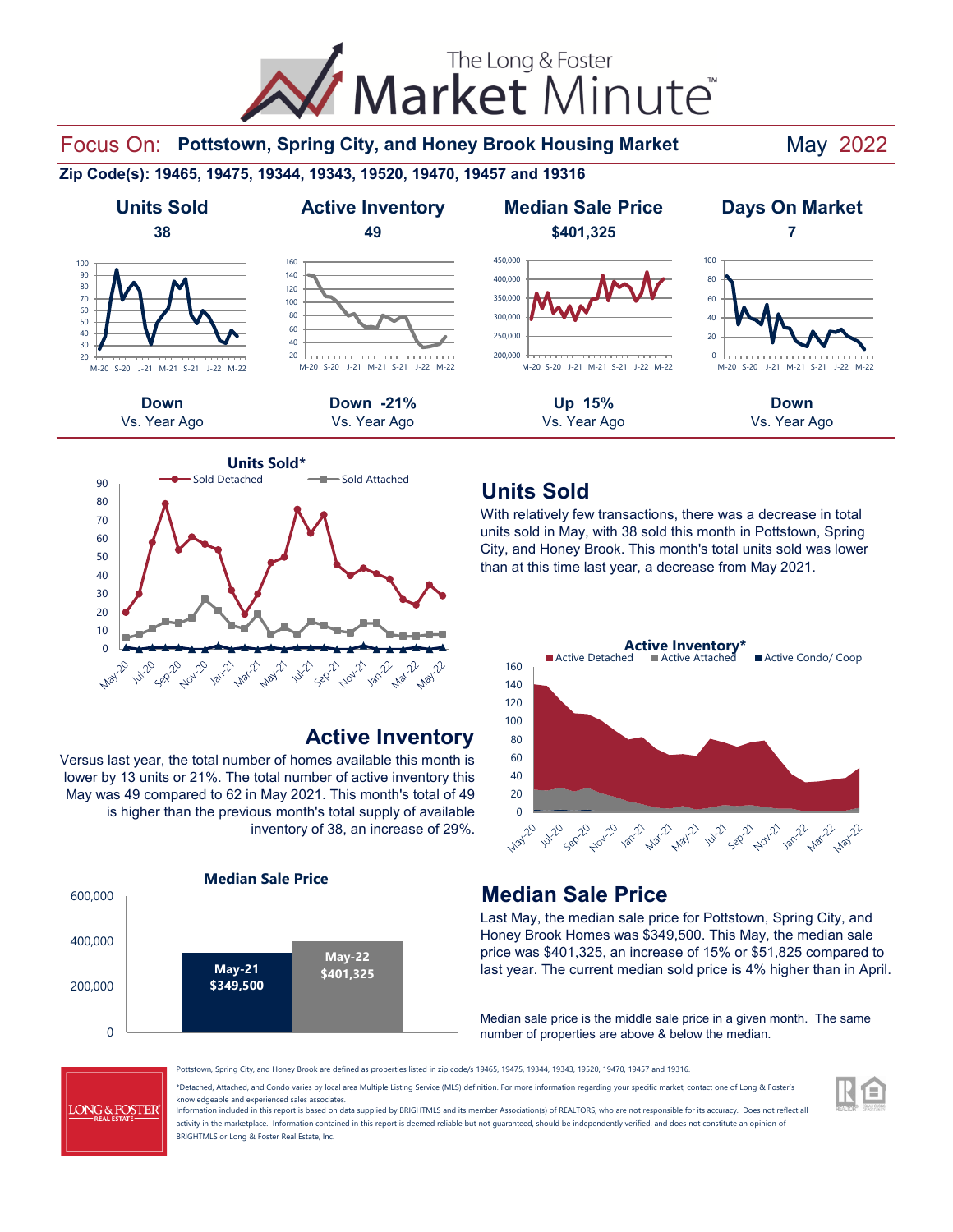# The Long & Foster Market Minute™

## Focus On: Pottstown, Spring City, and Honey Brook Housing Market — May 2022

**Zip Code(s): 19465, 19475, 19344, 19343, 19520, 19470, 19457 and 19316**

| Units Sold | Active Inventory | Median Sale Price | Days On Market |
|---|---|---|---|
| **38** | **49** | **$401,325** | **7** |
| **Down** Vs. Year Ago | **Down -21%** Vs. Year Ago | **Up 15%** Vs. Year Ago | **Down** Vs. Year Ago |

## Units Sold

With relatively few transactions, there was a decrease in total units sold in May, with 38 sold this month in Pottstown, Spring City, and Honey Brook. This month's total units sold was lower than at this time last year, a decrease from May 2021.

## Active Inventory

Versus last year, the total number of homes available this month is lower by 13 units or 21%. The total number of active inventory this May was 49 compared to 62 in May 2021. This month's total of 49 is higher than the previous month's total supply of available inventory of 38, an increase of 29%.

## Median Sale Price

| | Median Sale Price |
|---|---|
| May-21 | $349,500 |
| May-22 | $401,325 |

Last May, the median sale price for Pottstown, Spring City, and Honey Brook Homes was $349,500. This May, the median sale price was $401,325, an increase of 15% or $51,825 compared to last year. The current median sold price is 4% higher than in April.

Median sale price is the middle sale price in a given month. The same number of properties are above & below the median.

Pottstown, Spring City, and Honey Brook are defined as properties listed in zip code/s 19465, 19475, 19344, 19343, 19520, 19470, 19457 and 19316.

*Detached, Attached, and Condo varies by local area Multiple Listing Service (MLS) definition. For more information regarding your specific market, contact one of Long & Foster's knowledgeable and experienced sales associates.

Information included in this report is based on data supplied by BRIGHTMLS and its member Association(s) of REALTORS, who are not responsible for its accuracy. Does not reflect all activity in the marketplace. Information contained in this report is deemed reliable but not guaranteed, should be independently verified, and does not constitute an opinion of BRIGHTMLS or Long & Foster Real Estate, Inc.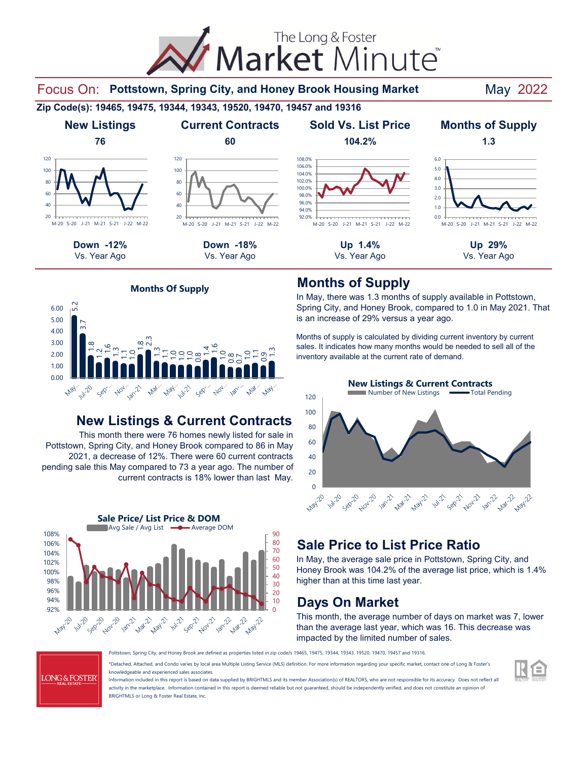The Long & Foster Market Minute™

## Focus On: Pottstown, Spring City, and Honey Brook Housing Market — May 2022

**Zip Code(s): 19465, 19475, 19344, 19343, 19520, 19470, 19457 and 19316**

### New Listings
**76**

120
100
80
60
40
20
M-20 S-20 J-21 M-21 S-21 J-22 M-22

**Down -12%**
Vs. Year Ago

### Current Contracts
**60**

120
100
80
60
40
20
M-20 S-20 J-21 M-21 S-21 J-22 M-22

**Down -18%**
Vs. Year Ago

### Sold Vs. List Price
**104.2%**

108.0%
106.0%
104.0%
102.0%
100.0%
98.0%
96.0%
94.0%
92.0%
M-20 S-20 J-21 M-21 S-21 J-22 M-22

**Up 1.4%**
Vs. Year Ago

### Months of Supply
**1.3**

6.0
5.0
4.0
3.0
2.0
1.0
0.0
M-20 S-20 J-21 M-21 S-21 J-22 M-22

**Up 29%**
Vs. Year Ago

**Months Of Supply**

6.00
5.00
4.00
3.00
2.00
1.00
0.00

5.2 3.7 1.8 1.2 1.6 1.3 1.1 1.0 1.8 2.3 1.3 1.1 1.0 1.0 1.0 0.8 1.4 1.6 1.0 0.8 0.7 1.0 1.1 0.9 1.3

May... Jul-20 Sep-... Nov... Jan-21 Mar... May... Jul-21 Sep-... Nov... Jan-... Mar... May...

## Months of Supply

In May, there was 1.3 months of supply available in Pottstown, Spring City, and Honey Brook, compared to 1.0 in May 2021. That is an increase of 29% versus a year ago.

Months of supply is calculated by dividing current inventory by current sales. It indicates how many months would be needed to sell all of the inventory available at the current rate of demand.

## New Listings & Current Contracts

This month there were 76 homes newly listed for sale in Pottstown, Spring City, and Honey Brook compared to 86 in May 2021, a decrease of 12%. There were 60 current contracts pending sale this May compared to 73 a year ago. The number of current contracts is 18% lower than last May.

**New Listings & Current Contracts**

Number of New Listings — Total Pending

120
100
80
60
40
20
0

May-20 Jul-20 Sep-20 Nov-20 Jan-21 Mar-21 May-21 Jul-21 Sep-21 Nov-21 Jan-22 Mar-22 May-22

**Sale Price/ List Price & DOM**

Avg Sale / Avg List — Average DOM

108% 106% 104% 102% 100% 98% 96% 94% 92%

90 80 70 60 50 40 30 20 10 0

May-20 Jul-20 Sep-20 Nov-20 Jan-21 Mar-21 May-21 Jul-21 Sep-21 Nov-21 Jan-22 Mar-22 May-22

## Sale Price to List Price Ratio

In May, the average sale price in Pottstown, Spring City, and Honey Brook was 104.2% of the average list price, which is 1.4% higher than at this time last year.

## Days On Market

This month, the average number of days on market was 7, lower than the average last year, which was 16. This decrease was impacted by the limited number of sales.

Pottstown, Spring City, and Honey Brook are defined as properties listed in zip code/s 19465, 19475, 19344, 19343, 19520, 19470, 19457 and 19316.

*Detached, Attached, and Condo varies by local area Multiple Listing Service (MLS) definition. For more information regarding your specific market, contact one of Long & Foster's knowledgeable and experienced sales associates.

Information included in this report is based on data supplied by BRIGHTMLS and its member Association(s) of REALTORS, who are not responsible for its accuracy. Does not reflect all activity in the marketplace. Information contained in this report is deemed reliable but not guaranteed, should be independently verified, and does not constitute an opinion of BRIGHTMLS or Long & Foster Real Estate, Inc.

LONG & FOSTER REAL ESTATE